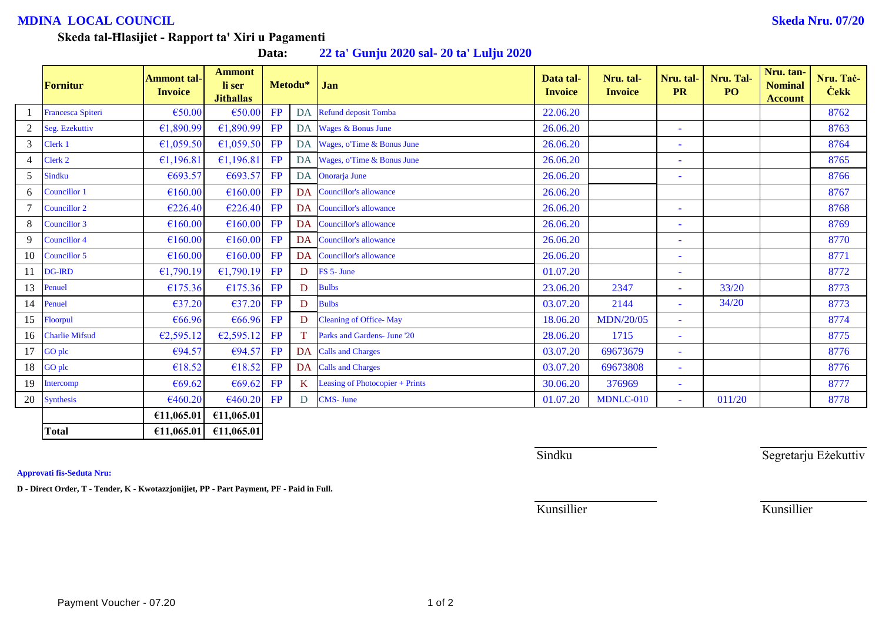**MDINA LOCAL COUNCIL** **Skeda Nru. 07/20**

**Skeda tal-Ħlasijiet - Rapport ta' Xiri u Pagamenti**

**Data:** **22 ta' Gunju 2020 sal- 20 ta' Lulju 2020**

| | Fornitur | Ammont tal-Invoice | Ammont li ser Jithallas | Metodu* | | Jan | Data tal-Invoice | Nru. tal-Invoice | Nru. tal-PR | Nru. Tal-PO | Nru. tan-Nominal Account | Nru. Taċ-Ċekk |
|---|---|---|---|---|---|---|---|---|---|---|---|---|
| 1 | Francesca Spiteri | €50.00 | €50.00 | FP | DA | Refund deposit Tomba | 22.06.20 | | | | | 8762 |
| 2 | Seg. Ezekuttiv | €1,890.99 | €1,890.99 | FP | DA | Wages & Bonus June | 26.06.20 | | - | | | 8763 |
| 3 | Clerk 1 | €1,059.50 | €1,059.50 | FP | DA | Wages, o'Time & Bonus June | 26.06.20 | | - | | | 8764 |
| 4 | Clerk 2 | €1,196.81 | €1,196.81 | FP | DA | Wages, o'Time & Bonus June | 26.06.20 | | - | | | 8765 |
| 5 | Sindku | €693.57 | €693.57 | FP | DA | Onorarja June | 26.06.20 | | - | | | 8766 |
| 6 | Councillor 1 | €160.00 | €160.00 | FP | DA | Councillor's allowance | 26.06.20 | | | | | 8767 |
| 7 | Councillor 2 | €226.40 | €226.40 | FP | DA | Councillor's allowance | 26.06.20 | | - | | | 8768 |
| 8 | Councillor 3 | €160.00 | €160.00 | FP | DA | Councillor's allowance | 26.06.20 | | - | | | 8769 |
| 9 | Councillor 4 | €160.00 | €160.00 | FP | DA | Councillor's allowance | 26.06.20 | | - | | | 8770 |
| 10 | Councillor 5 | €160.00 | €160.00 | FP | DA | Councillor's allowance | 26.06.20 | | - | | | 8771 |
| 11 | DG-IRD | €1,790.19 | €1,790.19 | FP | D | FS 5- June | 01.07.20 | | - | | | 8772 |
| 13 | Penuel | €175.36 | €175.36 | FP | D | Bulbs | 23.06.20 | 2347 | - | 33/20 | | 8773 |
| 14 | Penuel | €37.20 | €37.20 | FP | D | Bulbs | 03.07.20 | 2144 | - | 34/20 | | 8773 |
| 15 | Floorpul | €66.96 | €66.96 | FP | D | Cleaning of Office- May | 18.06.20 | MDN/20/05 | - | | | 8774 |
| 16 | Charlie Mifsud | €2,595.12 | €2,595.12 | FP | T | Parks and Gardens- June '20 | 28.06.20 | 1715 | - | | | 8775 |
| 17 | GO plc | €94.57 | €94.57 | FP | DA | Calls and Charges | 03.07.20 | 69673679 | - | | | 8776 |
| 18 | GO plc | €18.52 | €18.52 | FP | DA | Calls and Charges | 03.07.20 | 69673808 | - | | | 8776 |
| 19 | Intercomp | €69.62 | €69.62 | FP | K | Leasing of Photocopier + Prints | 30.06.20 | 376969 | - | | | 8777 |
| 20 | Synthesis | €460.20 | €460.20 | FP | D | CMS- June | 01.07.20 | MDNLC-010 | - | 011/20 | | 8778 |
| | | €11,065.01 | €11,065.01 | | | | | | | | | |
| | **Total** | €11,065.01 | €11,065.01 | | | | | | | | | |

Sindku　　　　Segretarju Eżekuttiv

**Approvati fis-Seduta Nru:**

**D - Direct Order, T - Tender, K - Kwotazzjonijiet, PP - Part Payment, PF - Paid in Full.**

Kunsillier　　　　Kunsillier

Payment Voucher - 07.20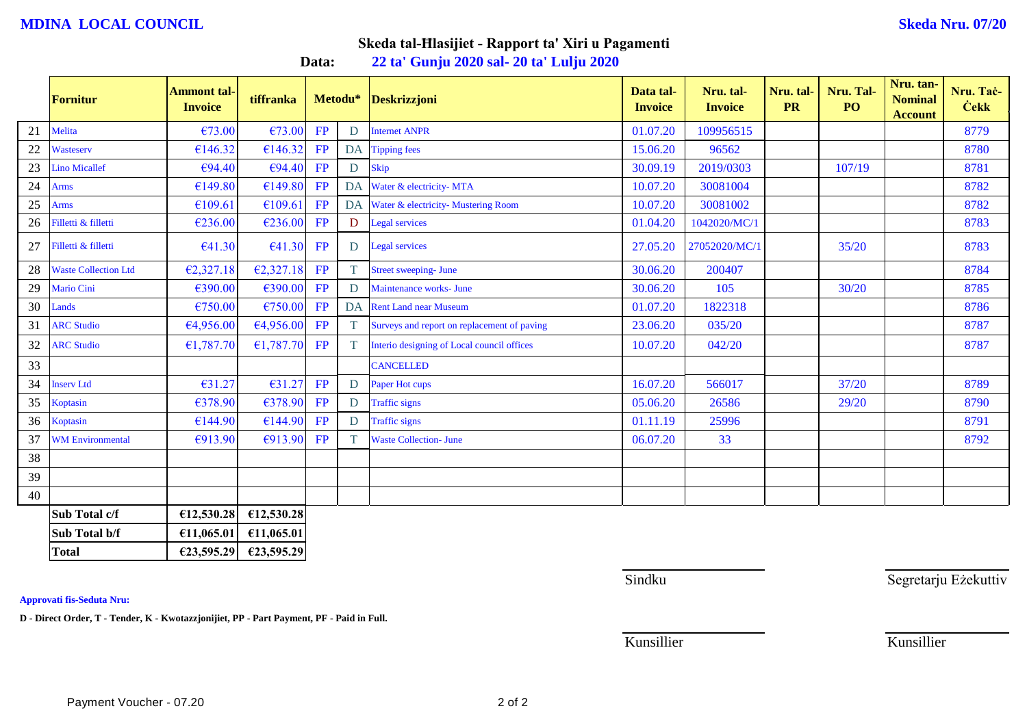**MDINA LOCAL COUNCIL** **Skeda Nru. 07/20**

## Skeda tal-Ħlasijiet - Rapport ta' Xiri u Pagamenti

**Data:** 22 ta' Gunju 2020 sal- 20 ta' Lulju 2020

| | Fornitur | Ammont tal-Invoice | tiffranka | Metodu* | | Deskrizzjoni | Data tal-Invoice | Nru. tal-Invoice | Nru. tal-PR | Nru. Tal-PO | Nru. tan-Nominal Account | Nru. Taċ-Ċekk |
|---|---|---|---|---|---|---|---|---|---|---|---|---|
| 21 | Melita | €73.00 | €73.00 | FP | D | Internet ANPR | 01.07.20 | 109956515 | | | | 8779 |
| 22 | Wasteserv | €146.32 | €146.32 | FP | DA | Tipping fees | 15.06.20 | 96562 | | | | 8780 |
| 23 | Lino Micallef | €94.40 | €94.40 | FP | D | Skip | 30.09.19 | 2019/0303 | | 107/19 | | 8781 |
| 24 | Arms | €149.80 | €149.80 | FP | DA | Water & electricity- MTA | 10.07.20 | 30081004 | | | | 8782 |
| 25 | Arms | €109.61 | €109.61 | FP | DA | Water & electricity- Mustering Room | 10.07.20 | 30081002 | | | | 8782 |
| 26 | Filletti & filletti | €236.00 | €236.00 | FP | D | Legal services | 01.04.20 | 1042020/MC/1 | | | | 8783 |
| 27 | Filletti & filletti | €41.30 | €41.30 | FP | D | Legal services | 27.05.20 | 27052020/MC/1 | | 35/20 | | 8783 |
| 28 | Waste Collection Ltd | €2,327.18 | €2,327.18 | FP | T | Street sweeping- June | 30.06.20 | 200407 | | | | 8784 |
| 29 | Mario Cini | €390.00 | €390.00 | FP | D | Maintenance works- June | 30.06.20 | 105 | | 30/20 | | 8785 |
| 30 | Lands | €750.00 | €750.00 | FP | DA | Rent Land near Museum | 01.07.20 | 1822318 | | | | 8786 |
| 31 | ARC Studio | €4,956.00 | €4,956.00 | FP | T | Surveys and report on replacement of paving | 23.06.20 | 035/20 | | | | 8787 |
| 32 | ARC Studio | €1,787.70 | €1,787.70 | FP | T | Interio designing of Local council offices | 10.07.20 | 042/20 | | | | 8787 |
| 33 | | | | | | CANCELLED | | | | | | |
| 34 | Inserv Ltd | €31.27 | €31.27 | FP | D | Paper Hot cups | 16.07.20 | 566017 | | 37/20 | | 8789 |
| 35 | Koptasin | €378.90 | €378.90 | FP | D | Traffic signs | 05.06.20 | 26586 | | 29/20 | | 8790 |
| 36 | Koptasin | €144.90 | €144.90 | FP | D | Traffic signs | 01.11.19 | 25996 | | | | 8791 |
| 37 | WM Environmental | €913.90 | €913.90 | FP | T | Waste Collection- June | 06.07.20 | 33 | | | | 8792 |
| 38 | | | | | | | | | | | | |
| 39 | | | | | | | | | | | | |
| 40 | | | | | | | | | | | | |
| | **Sub Total c/f** | **€12,530.28** | **€12,530.28** | | | | | | | | | |
| | **Sub Total b/f** | **€11,065.01** | **€11,065.01** | | | | | | | | | |
| | **Total** | **€23,595.29** | **€23,595.29** | | | | | | | | | |

Sindku — Segretarju Eżekuttiv

**Approvati fis-Seduta Nru:**

Kunsillier — Kunsillier

**D - Direct Order, T - Tender, K - Kwotazzjonijiet, PP - Part Payment, PF - Paid in Full.**

Payment Voucher - 07.20